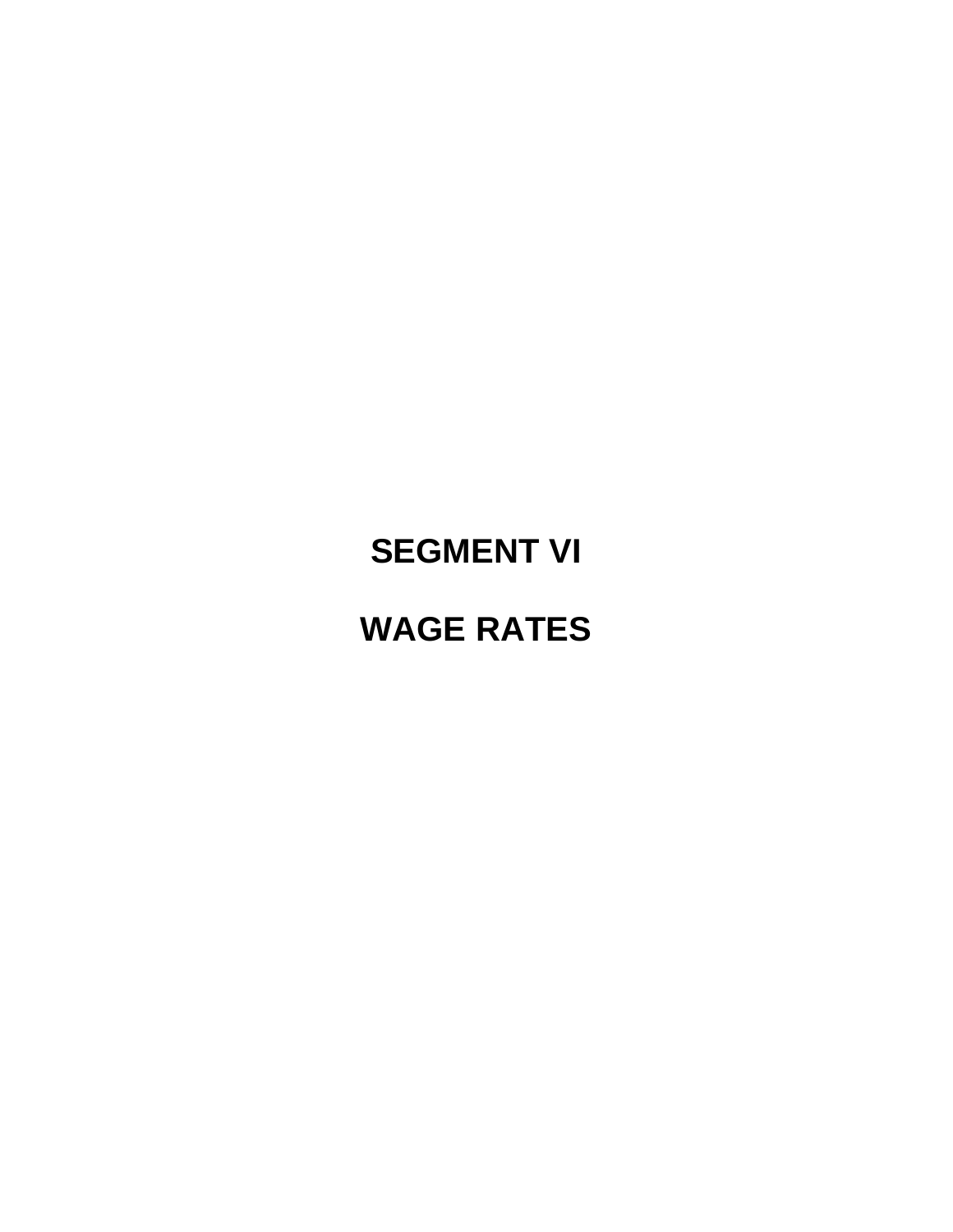# SEGMENT VI

# WAGE RATES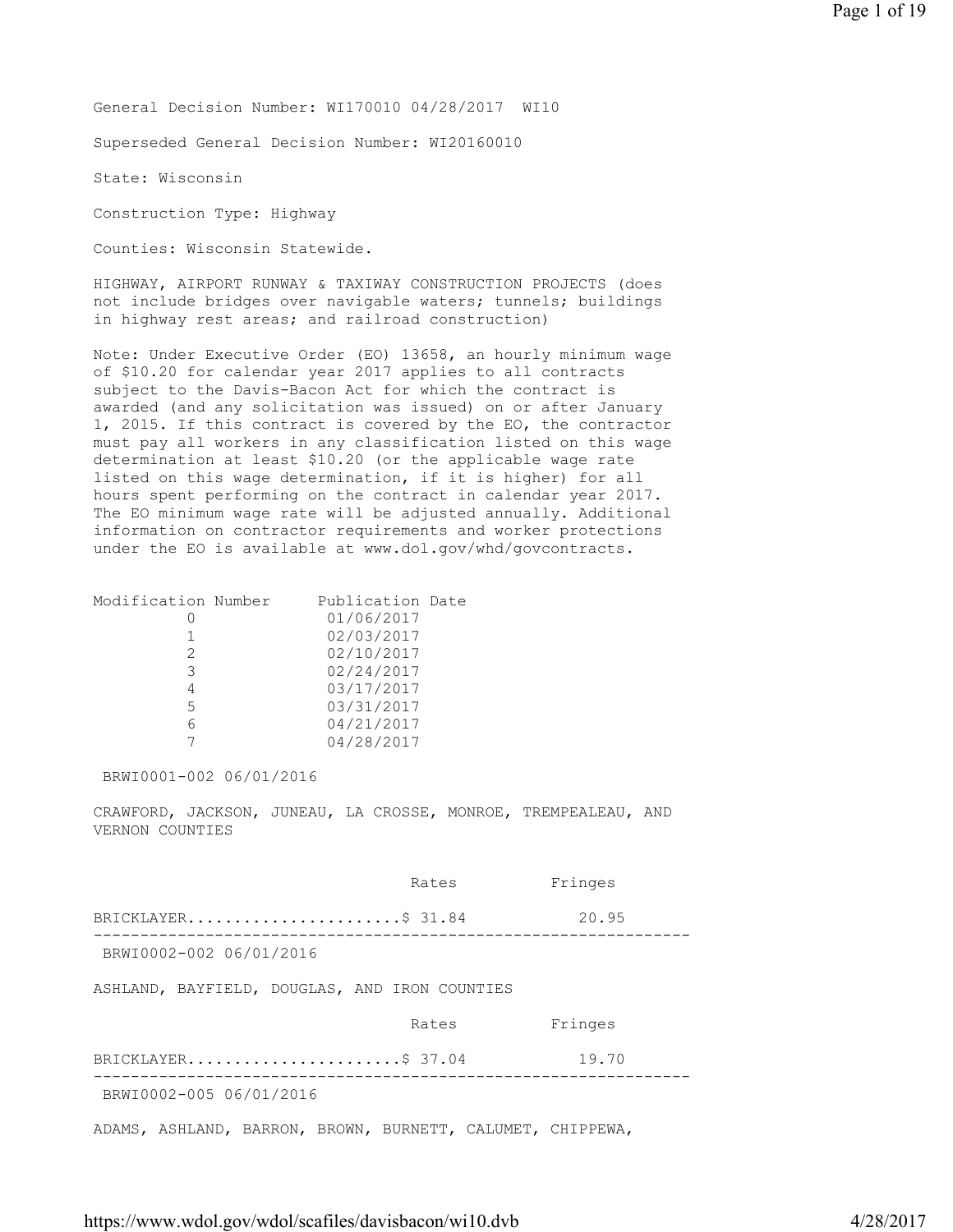General Decision Number: WI170010 04/28/2017 WI10

Superseded General Decision Number: WI20160010

State: Wisconsin

Construction Type: Highway

Counties: Wisconsin Statewide.

HIGHWAY, AIRPORT RUNWAY & TAXIWAY CONSTRUCTION PROJECTS (does not include bridges over navigable waters; tunnels; buildings in highway rest areas; and railroad construction)

Note: Under Executive Order (EO) 13658, an hourly minimum wage of $10.20 for calendar year 2017 applies to all contracts subject to the Davis-Bacon Act for which the contract is awarded (and any solicitation was issued) on or after January 1, 2015. If this contract is covered by the EO, the contractor must pay all workers in any classification listed on this wage determination at least $10.20 (or the applicable wage rate listed on this wage determination, if it is higher) for all hours spent performing on the contract in calendar year 2017. The EO minimum wage rate will be adjusted annually. Additional information on contractor requirements and worker protections under the EO is available at www.dol.gov/whd/govcontracts.

| Modification Number | Publication Date |
|---|---|
| 0 | 01/06/2017 |
| 1 | 02/03/2017 |
| 2 | 02/10/2017 |
| 3 | 02/24/2017 |
| 4 | 03/17/2017 |
| 5 | 03/31/2017 |
| 6 | 04/21/2017 |
| 7 | 04/28/2017 |

BRWI0001-002 06/01/2016

CRAWFORD, JACKSON, JUNEAU, LA CROSSE, MONROE, TREMPEALEAU, AND VERNON COUNTIES

| | Rates | Fringes |
|---|---|---|
| BRICKLAYER | $ 31.84 | 20.95 |

----------------------------------------------------------------

BRWI0002-002 06/01/2016

ASHLAND, BAYFIELD, DOUGLAS, AND IRON COUNTIES

| | Rates | Fringes |
|---|---|---|
| BRICKLAYER | $ 37.04 | 19.70 |

----------------------------------------------------------------

BRWI0002-005 06/01/2016

ADAMS, ASHLAND, BARRON, BROWN, BURNETT, CALUMET, CHIPPEWA,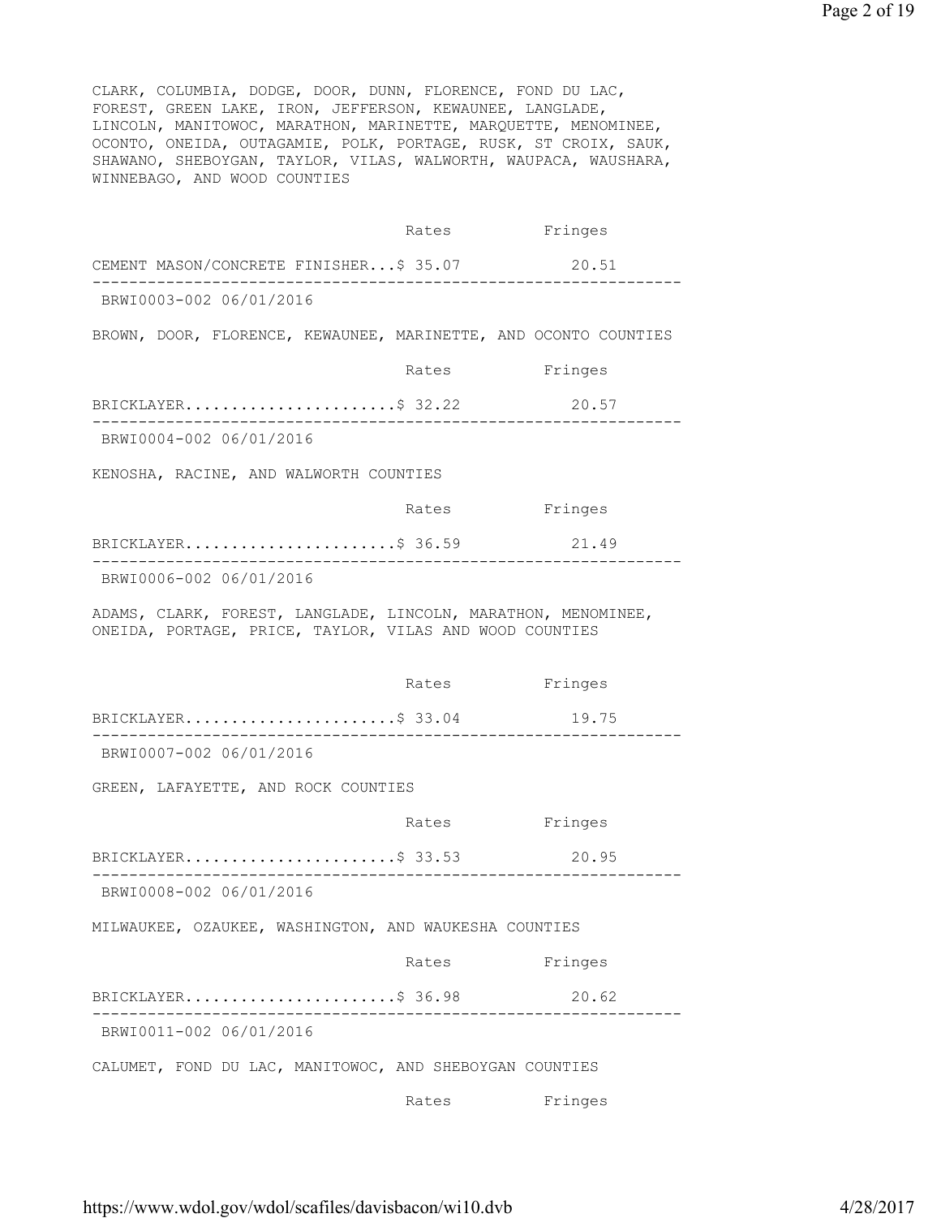CLARK, COLUMBIA, DODGE, DOOR, DUNN, FLORENCE, FOND DU LAC, FOREST, GREEN LAKE, IRON, JEFFERSON, KEWAUNEE, LANGLADE, LINCOLN, MANITOWOC, MARATHON, MARINETTE, MARQUETTE, MENOMINEE, OCONTO, ONEIDA, OUTAGAMIE, POLK, PORTAGE, RUSK, ST CROIX, SAUK, SHAWANO, SHEBOYGAN, TAYLOR, VILAS, WALWORTH, WAUPACA, WAUSHARA, WINNEBAGO, AND WOOD COUNTIES

| | Rates | Fringes |
|---|---|---|
| CEMENT MASON/CONCRETE FINISHER... | $ 35.07 | 20.51 |

---

BRWI0003-002 06/01/2016

BROWN, DOOR, FLORENCE, KEWAUNEE, MARINETTE, AND OCONTO COUNTIES

| | Rates | Fringes |
|---|---|---|
| BRICKLAYER....................... | $ 32.22 | 20.57 |

---

BRWI0004-002 06/01/2016

KENOSHA, RACINE, AND WALWORTH COUNTIES

| | Rates | Fringes |
|---|---|---|
| BRICKLAYER....................... | $ 36.59 | 21.49 |

---

BRWI0006-002 06/01/2016

ADAMS, CLARK, FOREST, LANGLADE, LINCOLN, MARATHON, MENOMINEE, ONEIDA, PORTAGE, PRICE, TAYLOR, VILAS AND WOOD COUNTIES

| | Rates | Fringes |
|---|---|---|
| BRICKLAYER....................... | $ 33.04 | 19.75 |

---

BRWI0007-002 06/01/2016

GREEN, LAFAYETTE, AND ROCK COUNTIES

| | Rates | Fringes |
|---|---|---|
| BRICKLAYER....................... | $ 33.53 | 20.95 |

---

BRWI0008-002 06/01/2016

MILWAUKEE, OZAUKEE, WASHINGTON, AND WAUKESHA COUNTIES

| | Rates | Fringes |
|---|---|---|
| BRICKLAYER....................... | $ 36.98 | 20.62 |

---

BRWI0011-002 06/01/2016

CALUMET, FOND DU LAC, MANITOWOC, AND SHEBOYGAN COUNTIES

| | Rates | Fringes |
|---|---|---|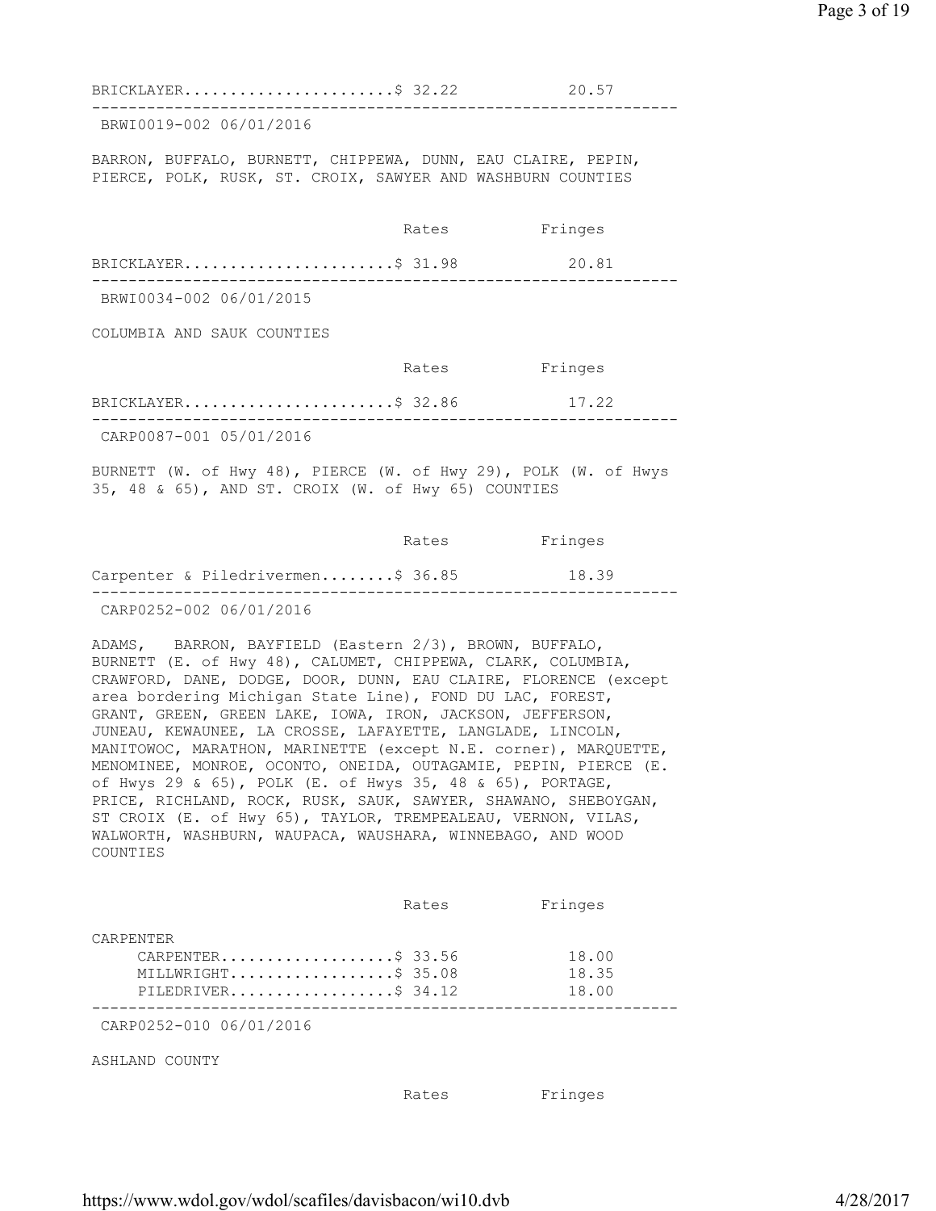| | Rates | Fringes |
|---|---|---|
| BRICKLAYER | $ 32.22 | 20.57 |

---

BRWI0019-002 06/01/2016

BARRON, BUFFALO, BURNETT, CHIPPEWA, DUNN, EAU CLAIRE, PEPIN, PIERCE, POLK, RUSK, ST. CROIX, SAWYER AND WASHBURN COUNTIES

| | Rates | Fringes |
|---|---|---|
| BRICKLAYER | $ 31.98 | 20.81 |

---

BRWI0034-002 06/01/2015

COLUMBIA AND SAUK COUNTIES

| | Rates | Fringes |
|---|---|---|
| BRICKLAYER | $ 32.86 | 17.22 |

---

CARP0087-001 05/01/2016

BURNETT (W. of Hwy 48), PIERCE (W. of Hwy 29), POLK (W. of Hwys 35, 48 & 65), AND ST. CROIX (W. of Hwy 65) COUNTIES

| | Rates | Fringes |
|---|---|---|
| Carpenter & Piledrivermen | $ 36.85 | 18.39 |

---

CARP0252-002 06/01/2016

ADAMS, BARRON, BAYFIELD (Eastern 2/3), BROWN, BUFFALO, BURNETT (E. of Hwy 48), CALUMET, CHIPPEWA, CLARK, COLUMBIA, CRAWFORD, DANE, DODGE, DOOR, DUNN, EAU CLAIRE, FLORENCE (except area bordering Michigan State Line), FOND DU LAC, FOREST, GRANT, GREEN, GREEN LAKE, IOWA, IRON, JACKSON, JEFFERSON, JUNEAU, KEWAUNEE, LA CROSSE, LAFAYETTE, LANGLADE, LINCOLN, MANITOWOC, MARATHON, MARINETTE (except N.E. corner), MARQUETTE, MENOMINEE, MONROE, OCONTO, ONEIDA, OUTAGAMIE, PEPIN, PIERCE (E. of Hwys 29 & 65), POLK (E. of Hwys 35, 48 & 65), PORTAGE, PRICE, RICHLAND, ROCK, RUSK, SAUK, SAWYER, SHAWANO, SHEBOYGAN, ST CROIX (E. of Hwy 65), TAYLOR, TREMPEALEAU, VERNON, VILAS, WALWORTH, WASHBURN, WAUPACA, WAUSHARA, WINNEBAGO, AND WOOD COUNTIES

| | Rates | Fringes |
|---|---|---|
| CARPENTER | | |
| CARPENTER | $ 33.56 | 18.00 |
| MILLWRIGHT | $ 35.08 | 18.35 |
| PILEDRIVER | $ 34.12 | 18.00 |

---

CARP0252-010 06/01/2016

ASHLAND COUNTY

| | Rates | Fringes |
|---|---|---|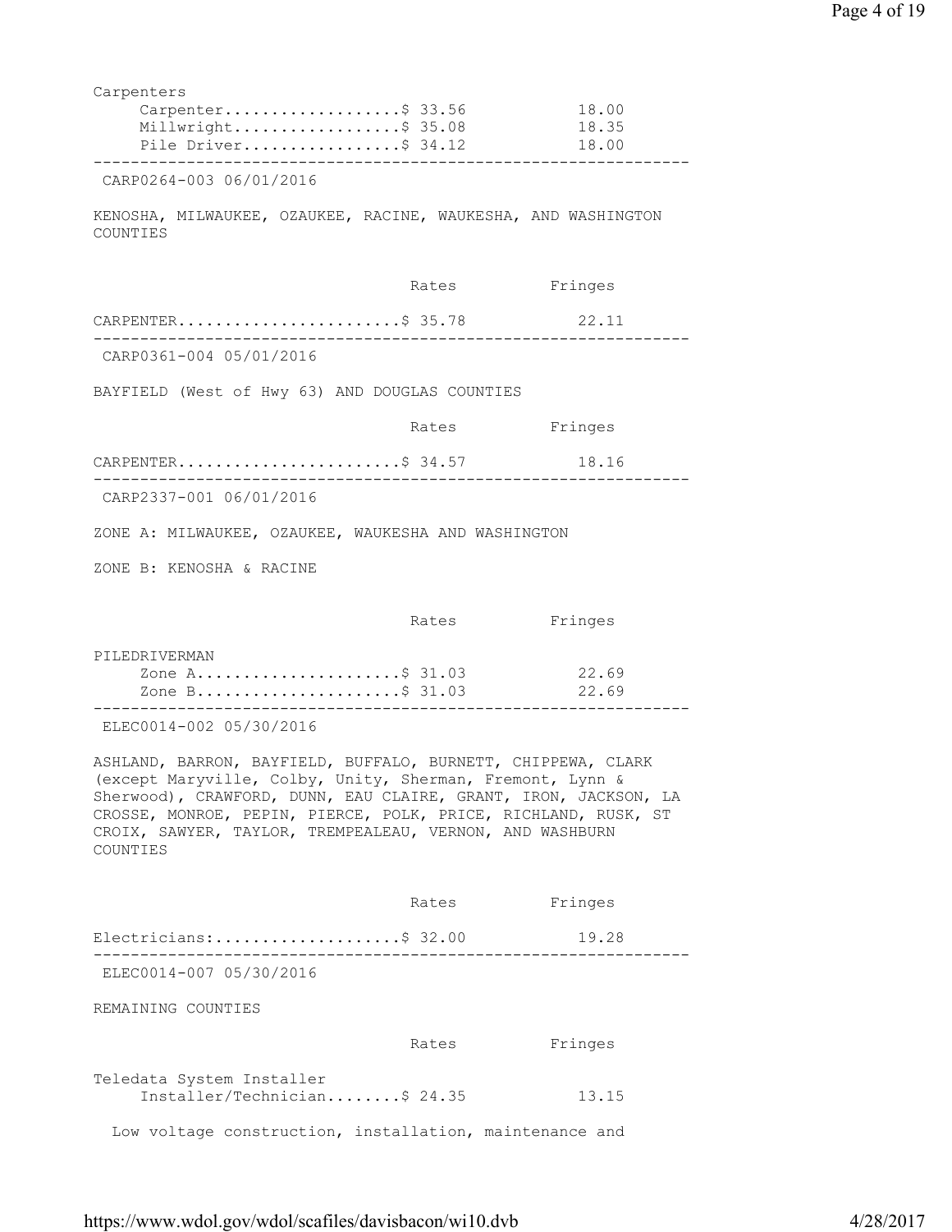Carpenters

| | Rates | Fringes |
|---|---|---|
| Carpenter | $ 33.56 | 18.00 |
| Millwright | $ 35.08 | 18.35 |
| Pile Driver | $ 34.12 | 18.00 |

---

CARP0264-003 06/01/2016

KENOSHA, MILWAUKEE, OZAUKEE, RACINE, WAUKESHA, AND WASHINGTON COUNTIES

| | Rates | Fringes |
|---|---|---|
| CARPENTER | $ 35.78 | 22.11 |

---

CARP0361-004 05/01/2016

BAYFIELD (West of Hwy 63) AND DOUGLAS COUNTIES

| | Rates | Fringes |
|---|---|---|
| CARPENTER | $ 34.57 | 18.16 |

---

CARP2337-001 06/01/2016

ZONE A: MILWAUKEE, OZAUKEE, WAUKESHA AND WASHINGTON

ZONE B: KENOSHA & RACINE

| | Rates | Fringes |
|---|---|---|
| PILEDRIVERMAN | | |
| Zone A | $ 31.03 | 22.69 |
| Zone B | $ 31.03 | 22.69 |

---

ELEC0014-002 05/30/2016

ASHLAND, BARRON, BAYFIELD, BUFFALO, BURNETT, CHIPPEWA, CLARK (except Maryville, Colby, Unity, Sherman, Fremont, Lynn & Sherwood), CRAWFORD, DUNN, EAU CLAIRE, GRANT, IRON, JACKSON, LA CROSSE, MONROE, PEPIN, PIERCE, POLK, PRICE, RICHLAND, RUSK, ST CROIX, SAWYER, TAYLOR, TREMPEALEAU, VERNON, AND WASHBURN COUNTIES

| | Rates | Fringes |
|---|---|---|
| Electricians: | $ 32.00 | 19.28 |

---

ELEC0014-007 05/30/2016

REMAINING COUNTIES

| | Rates | Fringes |
|---|---|---|
| Teledata System Installer | | |
| Installer/Technician | $ 24.35 | 13.15 |

Low voltage construction, installation, maintenance and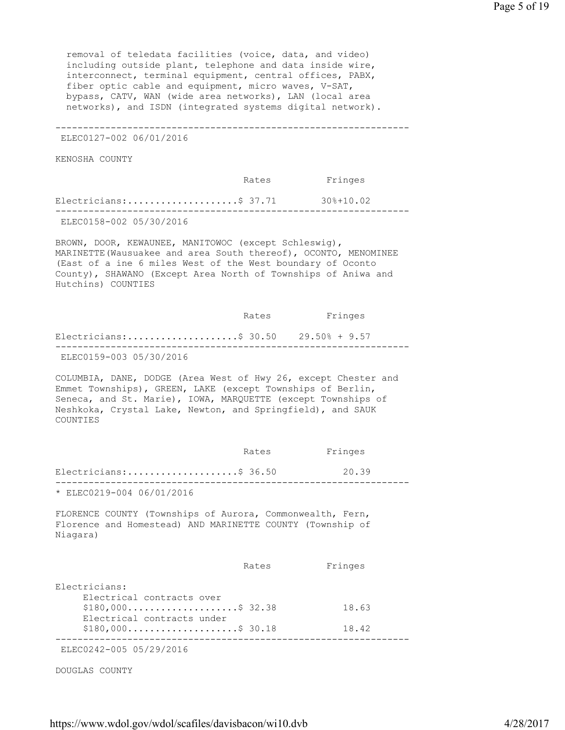removal of teledata facilities (voice, data, and video) including outside plant, telephone and data inside wire, interconnect, terminal equipment, central offices, PABX, fiber optic cable and equipment, micro waves, V-SAT, bypass, CATV, WAN (wide area networks), LAN (local area networks), and ISDN (integrated systems digital network).

---

ELEC0127-002 06/01/2016

KENOSHA COUNTY

| | Rates | Fringes |
|---|---|---|
| Electricians:.................... | $ 37.71 | 30%+10.02 |

---

ELEC0158-002 05/30/2016

BROWN, DOOR, KEWAUNEE, MANITOWOC (except Schleswig), MARINETTE(Wausuakee and area South thereof), OCONTO, MENOMINEE (East of a ine 6 miles West of the West boundary of Oconto County), SHAWANO (Except Area North of Townships of Aniwa and Hutchins) COUNTIES

| | Rates | Fringes |
|---|---|---|
| Electricians:.................... | $ 30.50 | 29.50% + 9.57 |

---

ELEC0159-003 05/30/2016

COLUMBIA, DANE, DODGE (Area West of Hwy 26, except Chester and Emmet Townships), GREEN, LAKE (except Townships of Berlin, Seneca, and St. Marie), IOWA, MARQUETTE (except Townships of Neshkoka, Crystal Lake, Newton, and Springfield), and SAUK COUNTIES

| | Rates | Fringes |
|---|---|---|
| Electricians:.................... | $ 36.50 | 20.39 |

---

* ELEC0219-004 06/01/2016

FLORENCE COUNTY (Townships of Aurora, Commonwealth, Fern, Florence and Homestead) AND MARINETTE COUNTY (Township of Niagara)

| | Rates | Fringes |
|---|---|---|
| Electricians: | | |
| Electrical contracts over $180,000.................... | $ 32.38 | 18.63 |
| Electrical contracts under $180,000.................... | $ 30.18 | 18.42 |

---

ELEC0242-005 05/29/2016

DOUGLAS COUNTY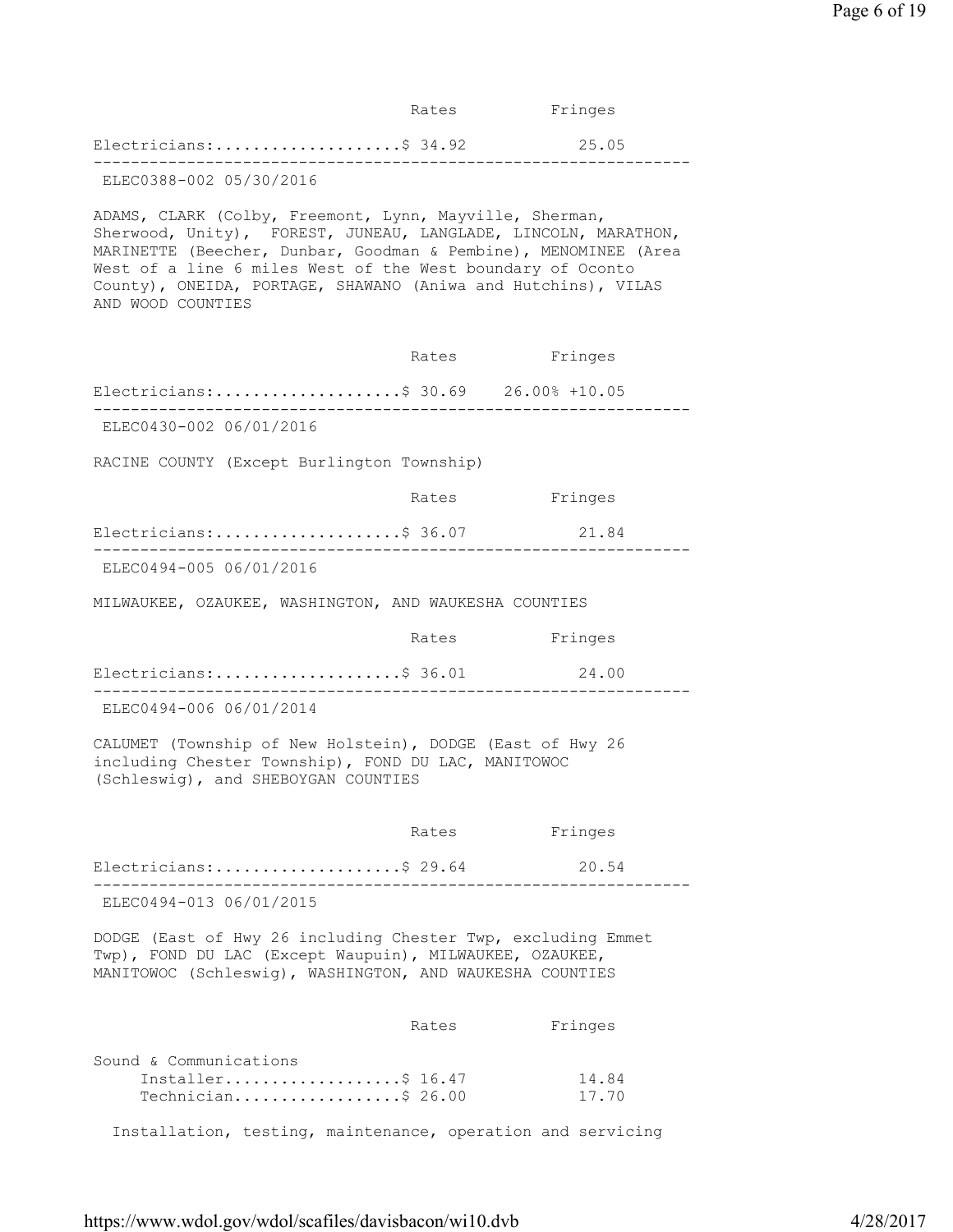| | Rates | Fringes |
|---|---|---|
| Electricians:.................... | $ 34.92 | 25.05 |

---

ELEC0388-002 05/30/2016

ADAMS, CLARK (Colby, Freemont, Lynn, Mayville, Sherman, Sherwood, Unity), FOREST, JUNEAU, LANGLADE, LINCOLN, MARATHON, MARINETTE (Beecher, Dunbar, Goodman & Pembine), MENOMINEE (Area West of a line 6 miles West of the West boundary of Oconto County), ONEIDA, PORTAGE, SHAWANO (Aniwa and Hutchins), VILAS AND WOOD COUNTIES

| | Rates | Fringes |
|---|---|---|
| Electricians:.................... | $ 30.69 | 26.00% +10.05 |

---

ELEC0430-002 06/01/2016

RACINE COUNTY (Except Burlington Township)

| | Rates | Fringes |
|---|---|---|
| Electricians:.................... | $ 36.07 | 21.84 |

---

ELEC0494-005 06/01/2016

MILWAUKEE, OZAUKEE, WASHINGTON, AND WAUKESHA COUNTIES

| | Rates | Fringes |
|---|---|---|
| Electricians:.................... | $ 36.01 | 24.00 |

---

ELEC0494-006 06/01/2014

CALUMET (Township of New Holstein), DODGE (East of Hwy 26 including Chester Township), FOND DU LAC, MANITOWOC (Schleswig), and SHEBOYGAN COUNTIES

| | Rates | Fringes |
|---|---|---|
| Electricians:.................... | $ 29.64 | 20.54 |

---

ELEC0494-013 06/01/2015

DODGE (East of Hwy 26 including Chester Twp, excluding Emmet Twp), FOND DU LAC (Except Waupuin), MILWAUKEE, OZAUKEE, MANITOWOC (Schleswig), WASHINGTON, AND WAUKESHA COUNTIES

| | Rates | Fringes |
|---|---|---|
| Sound & Communications | | |
| Installer................... | $ 16.47 | 14.84 |
| Technician................. | $ 26.00 | 17.70 |

Installation, testing, maintenance, operation and servicing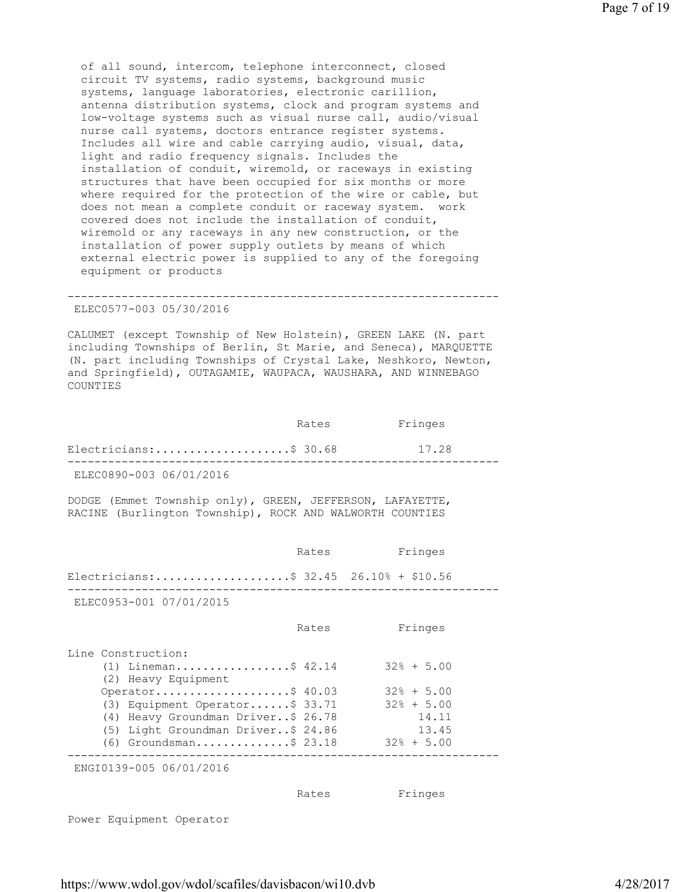of all sound, intercom, telephone interconnect, closed circuit TV systems, radio systems, background music systems, language laboratories, electronic carillion, antenna distribution systems, clock and program systems and low-voltage systems such as visual nurse call, audio/visual nurse call systems, doctors entrance register systems. Includes all wire and cable carrying audio, visual, data, light and radio frequency signals. Includes the installation of conduit, wiremold, or raceways in existing structures that have been occupied for six months or more where required for the protection of the wire or cable, but does not mean a complete conduit or raceway system. work covered does not include the installation of conduit, wiremold or any raceways in any new construction, or the installation of power supply outlets by means of which external electric power is supplied to any of the foregoing equipment or products

---

ELEC0577-003 05/30/2016

CALUMET (except Township of New Holstein), GREEN LAKE (N. part including Townships of Berlin, St Marie, and Seneca), MARQUETTE (N. part including Townships of Crystal Lake, Neshkoro, Newton, and Springfield), OUTAGAMIE, WAUPACA, WAUSHARA, AND WINNEBAGO COUNTIES

| | Rates | Fringes |
|---|---|---|
| Electricians: | $ 30.68 | 17.28 |

---

ELEC0890-003 06/01/2016

DODGE (Emmet Township only), GREEN, JEFFERSON, LAFAYETTE, RACINE (Burlington Township), ROCK AND WALWORTH COUNTIES

| | Rates | Fringes |
|---|---|---|
| Electricians: | $ 32.45 | 26.10% + $10.56 |

---

ELEC0953-001 07/01/2015

| | Rates | Fringes |
|---|---|---|
| Line Construction: | | |
| (1) Lineman | $ 42.14 | 32% + 5.00 |
| (2) Heavy Equipment Operator | $ 40.03 | 32% + 5.00 |
| (3) Equipment Operator | $ 33.71 | 32% + 5.00 |
| (4) Heavy Groundman Driver | $ 26.78 | 14.11 |
| (5) Light Groundman Driver | $ 24.86 | 13.45 |
| (6) Groundsman | $ 23.18 | 32% + 5.00 |

---

ENGI0139-005 06/01/2016

| | Rates | Fringes |
|---|---|---|
| Power Equipment Operator | | |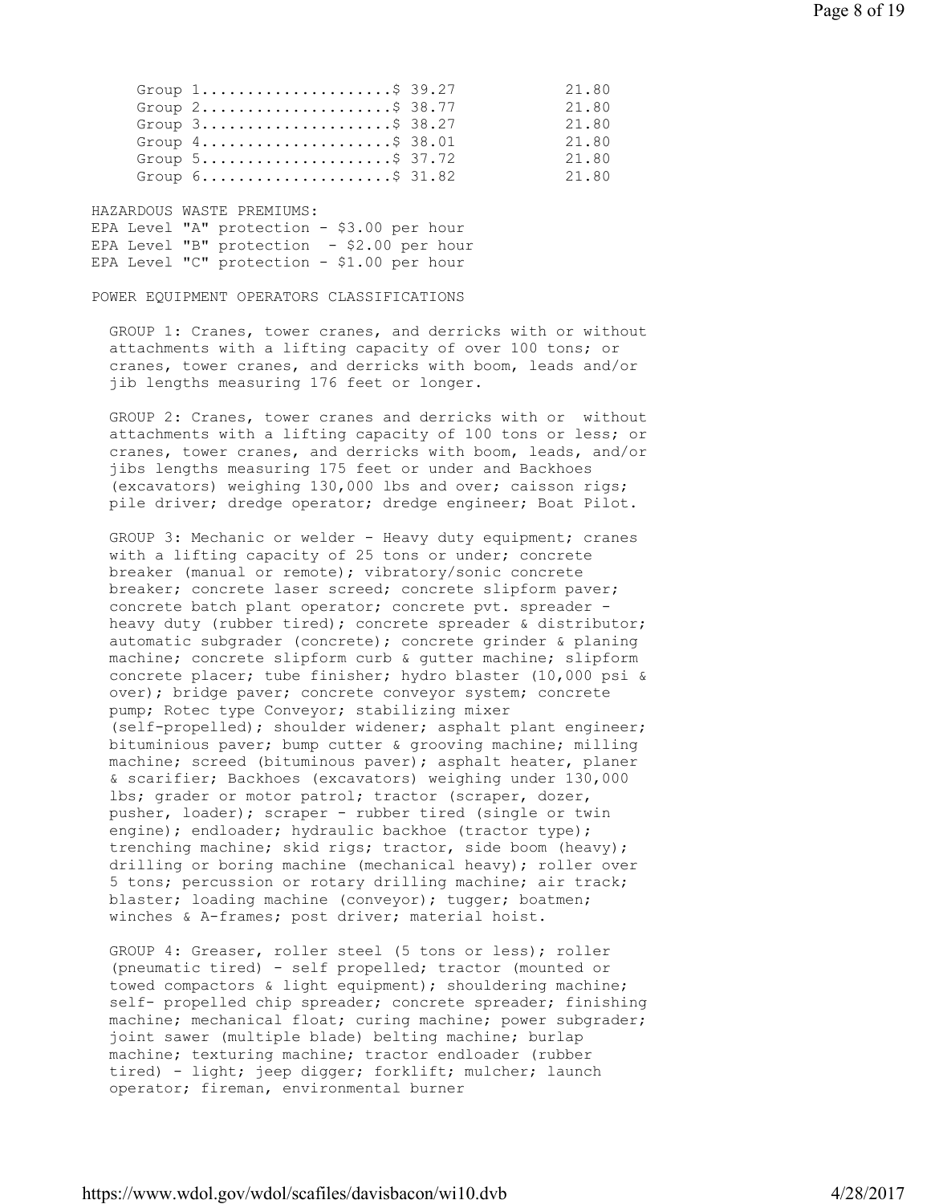| Group | Rates | Fringes |
|---|---|---|
| Group 1 | $ 39.27 | 21.80 |
| Group 2 | $ 38.77 | 21.80 |
| Group 3 | $ 38.27 | 21.80 |
| Group 4 | $ 38.01 | 21.80 |
| Group 5 | $ 37.72 | 21.80 |
| Group 6 | $ 31.82 | 21.80 |

HAZARDOUS WASTE PREMIUMS:
EPA Level "A" protection - $3.00 per hour
EPA Level "B" protection - $2.00 per hour
EPA Level "C" protection - $1.00 per hour

POWER EQUIPMENT OPERATORS CLASSIFICATIONS

GROUP 1: Cranes, tower cranes, and derricks with or without attachments with a lifting capacity of over 100 tons; or cranes, tower cranes, and derricks with boom, leads and/or jib lengths measuring 176 feet or longer.

GROUP 2: Cranes, tower cranes and derricks with or without attachments with a lifting capacity of 100 tons or less; or cranes, tower cranes, and derricks with boom, leads, and/or jibs lengths measuring 175 feet or under and Backhoes (excavators) weighing 130,000 lbs and over; caisson rigs; pile driver; dredge operator; dredge engineer; Boat Pilot.

GROUP 3: Mechanic or welder - Heavy duty equipment; cranes with a lifting capacity of 25 tons or under; concrete breaker (manual or remote); vibratory/sonic concrete breaker; concrete laser screed; concrete slipform paver; concrete batch plant operator; concrete pvt. spreader - heavy duty (rubber tired); concrete spreader & distributor; automatic subgrader (concrete); concrete grinder & planing machine; concrete slipform curb & gutter machine; slipform concrete placer; tube finisher; hydro blaster (10,000 psi & over); bridge paver; concrete conveyor system; concrete pump; Rotec type Conveyor; stabilizing mixer (self-propelled); shoulder widener; asphalt plant engineer; bituminious paver; bump cutter & grooving machine; milling machine; screed (bituminous paver); asphalt heater, planer & scarifier; Backhoes (excavators) weighing under 130,000 lbs; grader or motor patrol; tractor (scraper, dozer, pusher, loader); scraper - rubber tired (single or twin engine); endloader; hydraulic backhoe (tractor type); trenching machine; skid rigs; tractor, side boom (heavy); drilling or boring machine (mechanical heavy); roller over 5 tons; percussion or rotary drilling machine; air track; blaster; loading machine (conveyor); tugger; boatmen; winches & A-frames; post driver; material hoist.

GROUP 4: Greaser, roller steel (5 tons or less); roller (pneumatic tired) - self propelled; tractor (mounted or towed compactors & light equipment); shouldering machine; self- propelled chip spreader; concrete spreader; finishing machine; mechanical float; curing machine; power subgrader; joint sawer (multiple blade) belting machine; burlap machine; texturing machine; tractor endloader (rubber tired) - light; jeep digger; forklift; mulcher; launch operator; fireman, environmental burner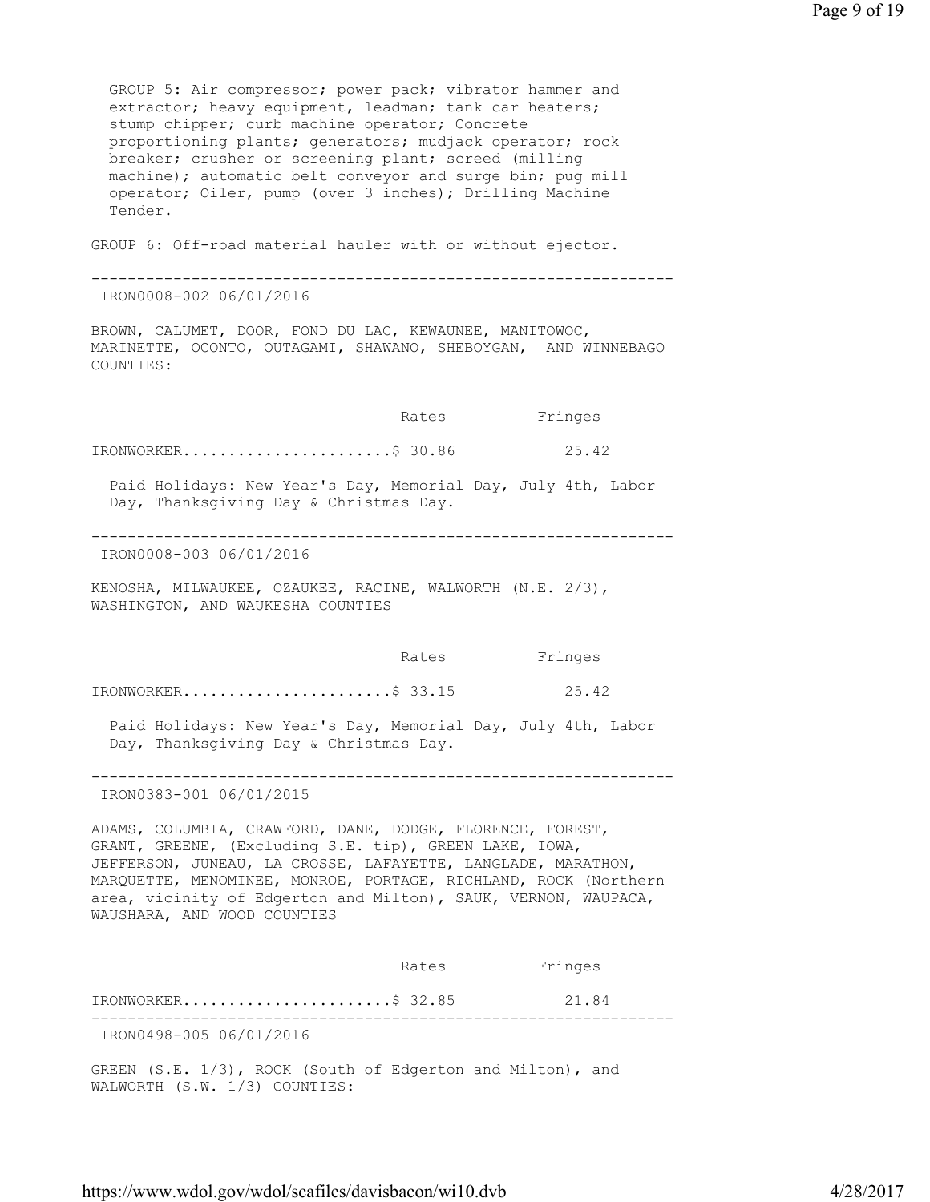GROUP 5: Air compressor; power pack; vibrator hammer and extractor; heavy equipment, leadman; tank car heaters; stump chipper; curb machine operator; Concrete proportioning plants; generators; mudjack operator; rock breaker; crusher or screening plant; screed (milling machine); automatic belt conveyor and surge bin; pug mill operator; Oiler, pump (over 3 inches); Drilling Machine Tender.

GROUP 6: Off-road material hauler with or without ejector.

---

IRON0008-002 06/01/2016

BROWN, CALUMET, DOOR, FOND DU LAC, KEWAUNEE, MANITOWOC, MARINETTE, OCONTO, OUTAGAMI, SHAWANO, SHEBOYGAN, AND WINNEBAGO COUNTIES:

| | Rates | Fringes |
|---|---|---|
| IRONWORKER | $ 30.86 | 25.42 |

Paid Holidays: New Year's Day, Memorial Day, July 4th, Labor Day, Thanksgiving Day & Christmas Day.

---

IRON0008-003 06/01/2016

KENOSHA, MILWAUKEE, OZAUKEE, RACINE, WALWORTH (N.E. 2/3), WASHINGTON, AND WAUKESHA COUNTIES

| | Rates | Fringes |
|---|---|---|
| IRONWORKER | $ 33.15 | 25.42 |

Paid Holidays: New Year's Day, Memorial Day, July 4th, Labor Day, Thanksgiving Day & Christmas Day.

---

IRON0383-001 06/01/2015

ADAMS, COLUMBIA, CRAWFORD, DANE, DODGE, FLORENCE, FOREST, GRANT, GREENE, (Excluding S.E. tip), GREEN LAKE, IOWA, JEFFERSON, JUNEAU, LA CROSSE, LAFAYETTE, LANGLADE, MARATHON, MARQUETTE, MENOMINEE, MONROE, PORTAGE, RICHLAND, ROCK (Northern area, vicinity of Edgerton and Milton), SAUK, VERNON, WAUPACA, WAUSHARA, AND WOOD COUNTIES

| | Rates | Fringes |
|---|---|---|
| IRONWORKER | $ 32.85 | 21.84 |

---

IRON0498-005 06/01/2016

GREEN (S.E. 1/3), ROCK (South of Edgerton and Milton), and WALWORTH (S.W. 1/3) COUNTIES: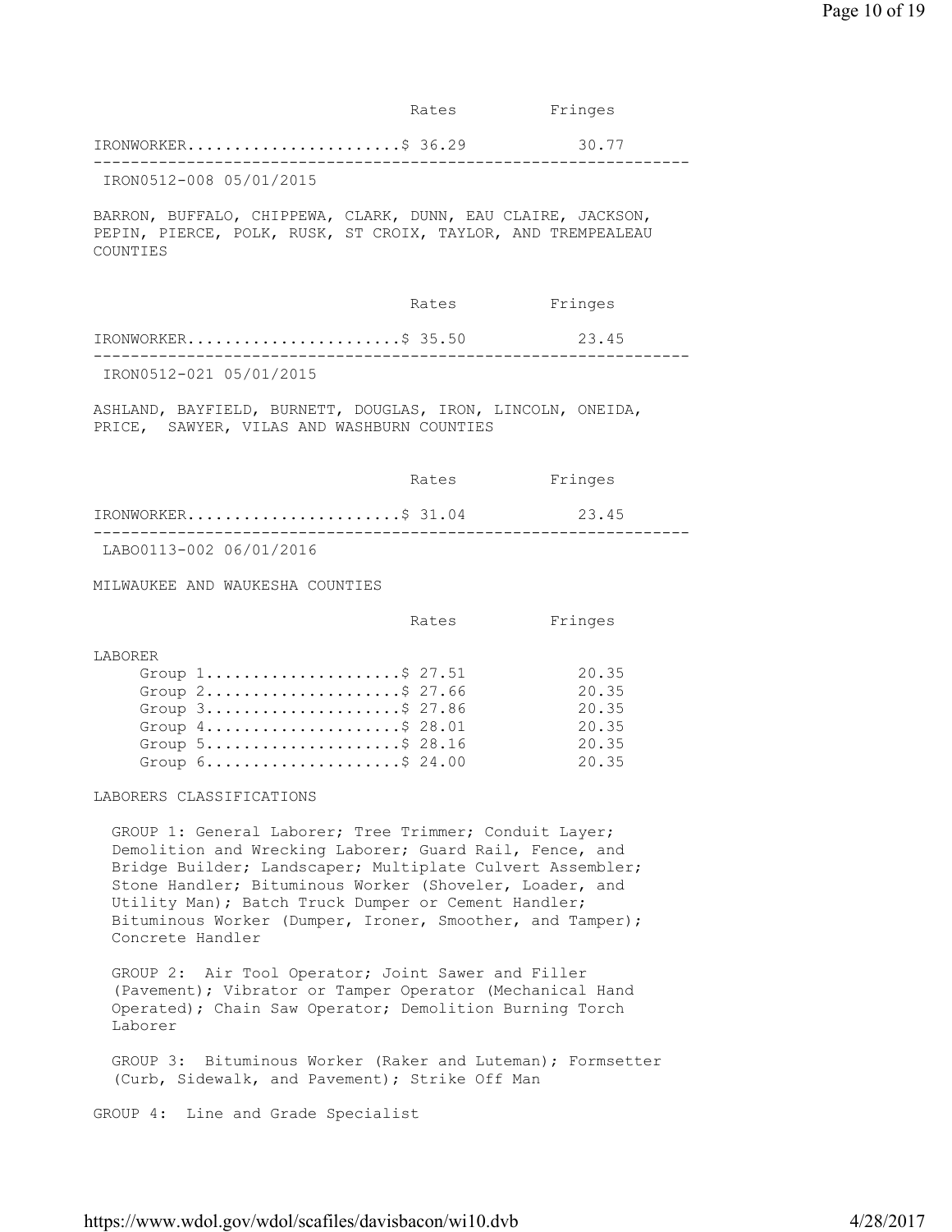| | Rates | Fringes |
|---|---|---|
| IRONWORKER | $ 36.29 | 30.77 |

---

IRON0512-008 05/01/2015

BARRON, BUFFALO, CHIPPEWA, CLARK, DUNN, EAU CLAIRE, JACKSON, PEPIN, PIERCE, POLK, RUSK, ST CROIX, TAYLOR, AND TREMPEALEAU COUNTIES

| | Rates | Fringes |
|---|---|---|
| IRONWORKER | $ 35.50 | 23.45 |

---

IRON0512-021 05/01/2015

ASHLAND, BAYFIELD, BURNETT, DOUGLAS, IRON, LINCOLN, ONEIDA, PRICE, SAWYER, VILAS AND WASHBURN COUNTIES

| | Rates | Fringes |
|---|---|---|
| IRONWORKER | $ 31.04 | 23.45 |

---

LABO0113-002 06/01/2016

MILWAUKEE AND WAUKESHA COUNTIES

| | Rates | Fringes |
|---|---|---|
| LABORER | | |
| Group 1 | $ 27.51 | 20.35 |
| Group 2 | $ 27.66 | 20.35 |
| Group 3 | $ 27.86 | 20.35 |
| Group 4 | $ 28.01 | 20.35 |
| Group 5 | $ 28.16 | 20.35 |
| Group 6 | $ 24.00 | 20.35 |

LABORERS CLASSIFICATIONS

GROUP 1: General Laborer; Tree Trimmer; Conduit Layer; Demolition and Wrecking Laborer; Guard Rail, Fence, and Bridge Builder; Landscaper; Multiplate Culvert Assembler; Stone Handler; Bituminous Worker (Shoveler, Loader, and Utility Man); Batch Truck Dumper or Cement Handler; Bituminous Worker (Dumper, Ironer, Smoother, and Tamper); Concrete Handler

GROUP 2: Air Tool Operator; Joint Sawer and Filler (Pavement); Vibrator or Tamper Operator (Mechanical Hand Operated); Chain Saw Operator; Demolition Burning Torch Laborer

GROUP 3: Bituminous Worker (Raker and Luteman); Formsetter (Curb, Sidewalk, and Pavement); Strike Off Man

GROUP 4: Line and Grade Specialist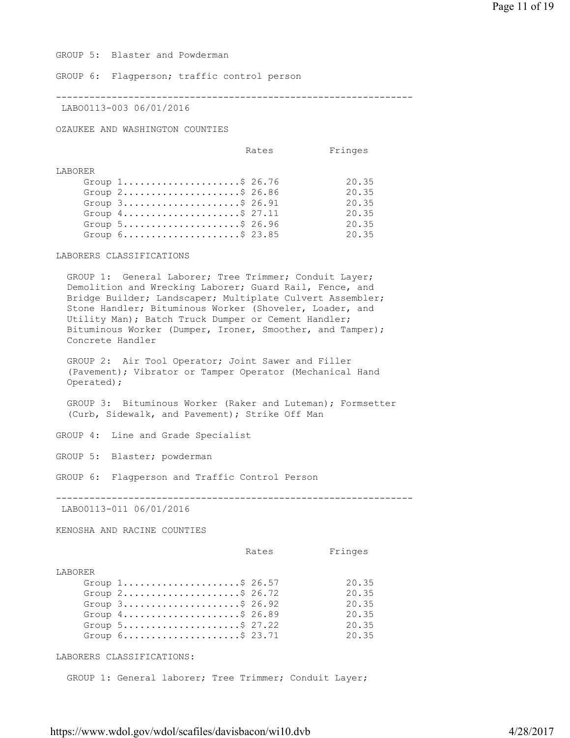GROUP 5: Blaster and Powderman

GROUP 6: Flagperson; traffic control person

---

LABO0113-003 06/01/2016

OZAUKEE AND WASHINGTON COUNTIES

| | Rates | Fringes |
|---|---|---|
| LABORER | | |
| Group 1 | $ 26.76 | 20.35 |
| Group 2 | $ 26.86 | 20.35 |
| Group 3 | $ 26.91 | 20.35 |
| Group 4 | $ 27.11 | 20.35 |
| Group 5 | $ 26.96 | 20.35 |
| Group 6 | $ 23.85 | 20.35 |

LABORERS CLASSIFICATIONS

GROUP 1: General Laborer; Tree Trimmer; Conduit Layer; Demolition and Wrecking Laborer; Guard Rail, Fence, and Bridge Builder; Landscaper; Multiplate Culvert Assembler; Stone Handler; Bituminous Worker (Shoveler, Loader, and Utility Man); Batch Truck Dumper or Cement Handler; Bituminous Worker (Dumper, Ironer, Smoother, and Tamper); Concrete Handler

GROUP 2: Air Tool Operator; Joint Sawer and Filler (Pavement); Vibrator or Tamper Operator (Mechanical Hand Operated);

GROUP 3: Bituminous Worker (Raker and Luteman); Formsetter (Curb, Sidewalk, and Pavement); Strike Off Man

GROUP 4: Line and Grade Specialist

GROUP 5: Blaster; powderman

GROUP 6: Flagperson and Traffic Control Person

---

LABO0113-011 06/01/2016

KENOSHA AND RACINE COUNTIES

| | Rates | Fringes |
|---|---|---|
| LABORER | | |
| Group 1 | $ 26.57 | 20.35 |
| Group 2 | $ 26.72 | 20.35 |
| Group 3 | $ 26.92 | 20.35 |
| Group 4 | $ 26.89 | 20.35 |
| Group 5 | $ 27.22 | 20.35 |
| Group 6 | $ 23.71 | 20.35 |

LABORERS CLASSIFICATIONS:

GROUP 1: General laborer; Tree Trimmer; Conduit Layer;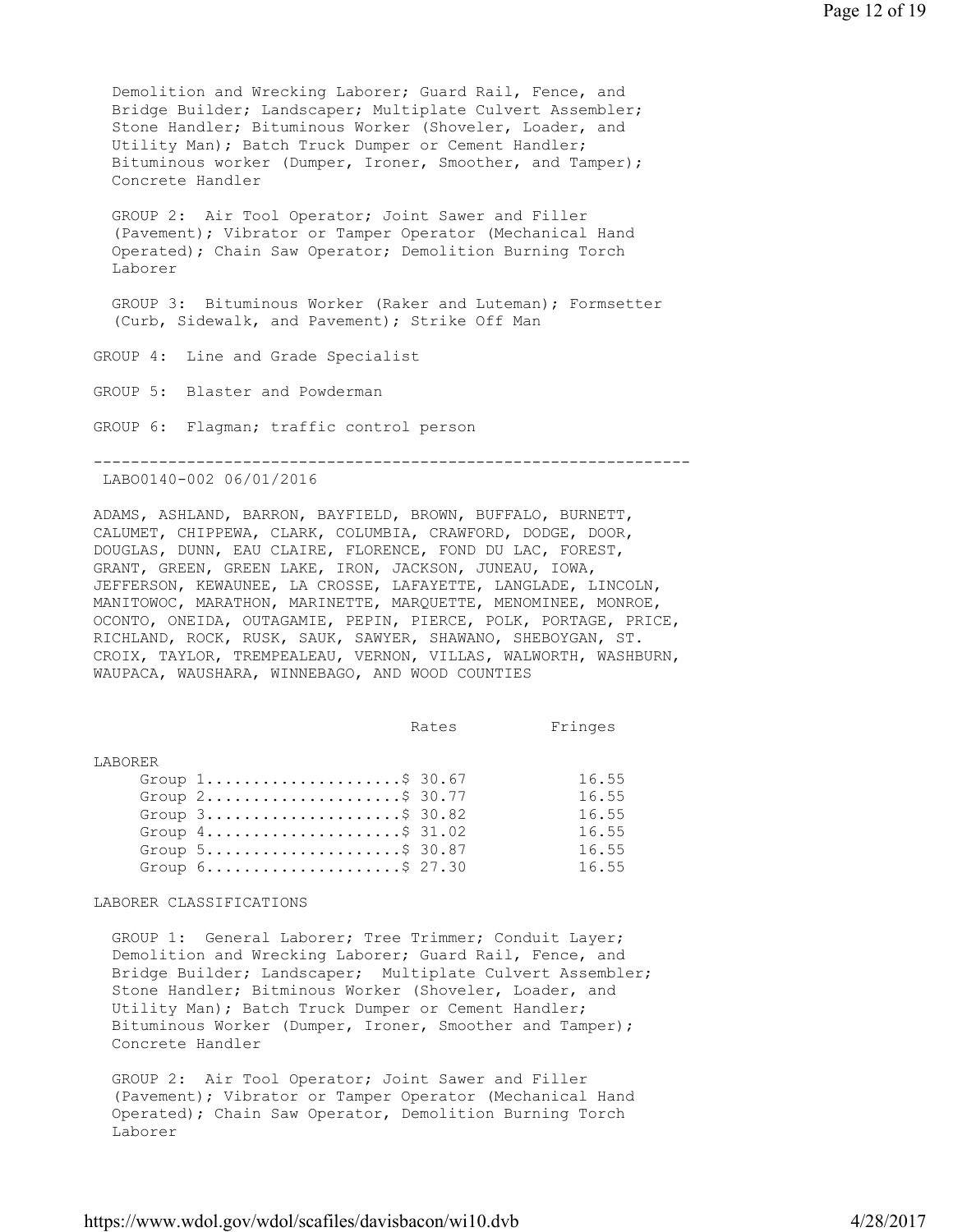Demolition and Wrecking Laborer; Guard Rail, Fence, and Bridge Builder; Landscaper; Multiplate Culvert Assembler; Stone Handler; Bituminous Worker (Shoveler, Loader, and Utility Man); Batch Truck Dumper or Cement Handler; Bituminous worker (Dumper, Ironer, Smoother, and Tamper); Concrete Handler

GROUP 2: Air Tool Operator; Joint Sawer and Filler (Pavement); Vibrator or Tamper Operator (Mechanical Hand Operated); Chain Saw Operator; Demolition Burning Torch Laborer

GROUP 3: Bituminous Worker (Raker and Luteman); Formsetter (Curb, Sidewalk, and Pavement); Strike Off Man

GROUP 4: Line and Grade Specialist

GROUP 5: Blaster and Powderman

GROUP 6: Flagman; traffic control person

---

LABO0140-002 06/01/2016

ADAMS, ASHLAND, BARRON, BAYFIELD, BROWN, BUFFALO, BURNETT, CALUMET, CHIPPEWA, CLARK, COLUMBIA, CRAWFORD, DODGE, DOOR, DOUGLAS, DUNN, EAU CLAIRE, FLORENCE, FOND DU LAC, FOREST, GRANT, GREEN, GREEN LAKE, IRON, JACKSON, JUNEAU, IOWA, JEFFERSON, KEWAUNEE, LA CROSSE, LAFAYETTE, LANGLADE, LINCOLN, MANITOWOC, MARATHON, MARINETTE, MARQUETTE, MENOMINEE, MONROE, OCONTO, ONEIDA, OUTAGAMIE, PEPIN, PIERCE, POLK, PORTAGE, PRICE, RICHLAND, ROCK, RUSK, SAUK, SAWYER, SHAWANO, SHEBOYGAN, ST. CROIX, TAYLOR, TREMPEALEAU, VERNON, VILAS, WALWORTH, WASHBURN, WAUPACA, WAUSHARA, WINNEBAGO, AND WOOD COUNTIES

| | Rates | Fringes |
|---|---|---|
| LABORER | | |
| Group 1 | $ 30.67 | 16.55 |
| Group 2 | $ 30.77 | 16.55 |
| Group 3 | $ 30.82 | 16.55 |
| Group 4 | $ 31.02 | 16.55 |
| Group 5 | $ 30.87 | 16.55 |
| Group 6 | $ 27.30 | 16.55 |

LABORER CLASSIFICATIONS

GROUP 1: General Laborer; Tree Trimmer; Conduit Layer; Demolition and Wrecking Laborer; Guard Rail, Fence, and Bridge Builder; Landscaper; Multiplate Culvert Assembler; Stone Handler; Bitminous Worker (Shoveler, Loader, and Utility Man); Batch Truck Dumper or Cement Handler; Bituminous Worker (Dumper, Ironer, Smoother and Tamper); Concrete Handler

GROUP 2: Air Tool Operator; Joint Sawer and Filler (Pavement); Vibrator or Tamper Operator (Mechanical Hand Operated); Chain Saw Operator, Demolition Burning Torch Laborer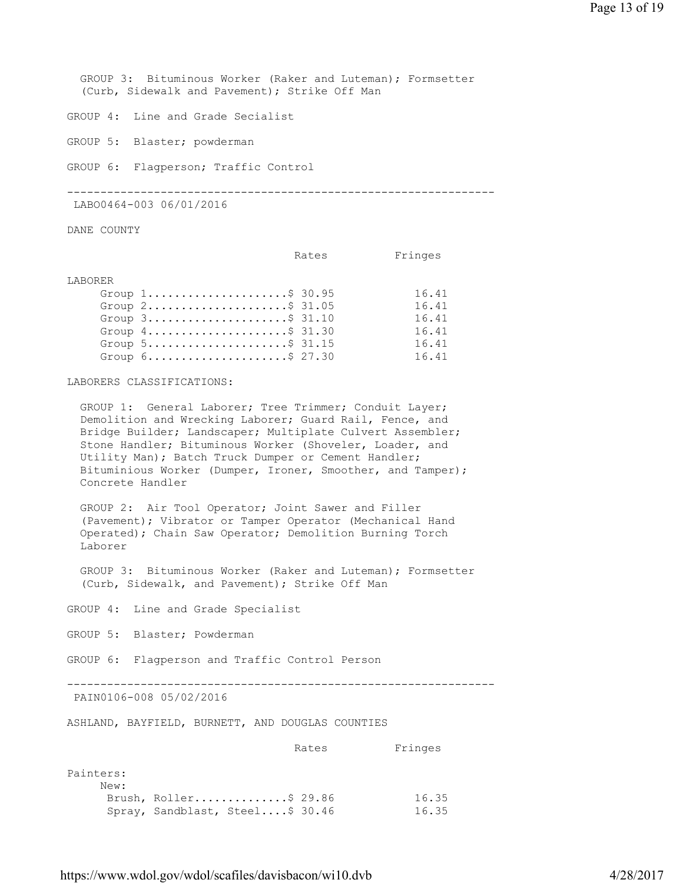GROUP 3: Bituminous Worker (Raker and Luteman); Formsetter (Curb, Sidewalk and Pavement); Strike Off Man

GROUP 4: Line and Grade Secialist

GROUP 5: Blaster; powderman

GROUP 6: Flagperson; Traffic Control

---

LABO0464-003 06/01/2016

DANE COUNTY

| | Rates | Fringes |
|---|---|---|
| LABORER | | |
| Group 1 | $ 30.95 | 16.41 |
| Group 2 | $ 31.05 | 16.41 |
| Group 3 | $ 31.10 | 16.41 |
| Group 4 | $ 31.30 | 16.41 |
| Group 5 | $ 31.15 | 16.41 |
| Group 6 | $ 27.30 | 16.41 |

LABORERS CLASSIFICATIONS:

GROUP 1: General Laborer; Tree Trimmer; Conduit Layer; Demolition and Wrecking Laborer; Guard Rail, Fence, and Bridge Builder; Landscaper; Multiplate Culvert Assembler; Stone Handler; Bituminous Worker (Shoveler, Loader, and Utility Man); Batch Truck Dumper or Cement Handler; Bituminious Worker (Dumper, Ironer, Smoother, and Tamper); Concrete Handler

GROUP 2: Air Tool Operator; Joint Sawer and Filler (Pavement); Vibrator or Tamper Operator (Mechanical Hand Operated); Chain Saw Operator; Demolition Burning Torch Laborer

GROUP 3: Bituminous Worker (Raker and Luteman); Formsetter (Curb, Sidewalk, and Pavement); Strike Off Man

GROUP 4: Line and Grade Specialist

GROUP 5: Blaster; Powderman

GROUP 6: Flagperson and Traffic Control Person

---

PAIN0106-008 05/02/2016

ASHLAND, BAYFIELD, BURNETT, AND DOUGLAS COUNTIES

| | Rates | Fringes |
|---|---|---|
| Painters: | | |
| New: | | |
| Brush, Roller | $ 29.86 | 16.35 |
| Spray, Sandblast, Steel | $ 30.46 | 16.35 |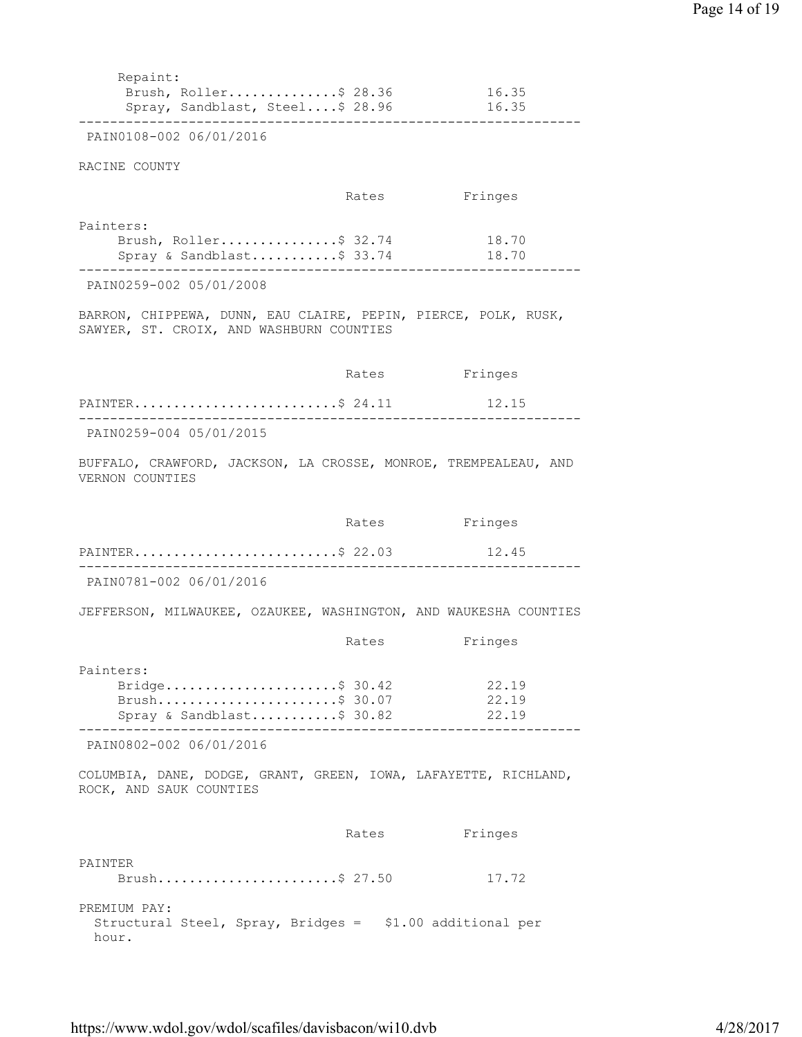Repaint:

| | Rates | Fringes |
|---|---|---|
| Brush, Roller | $ 28.36 | 16.35 |
| Spray, Sandblast, Steel | $ 28.96 | 16.35 |

---

PAIN0108-002 06/01/2016

RACINE COUNTY

| | Rates | Fringes |
|---|---|---|
| Painters: | | |
| Brush, Roller | $ 32.74 | 18.70 |
| Spray & Sandblast | $ 33.74 | 18.70 |

---

PAIN0259-002 05/01/2008

BARRON, CHIPPEWA, DUNN, EAU CLAIRE, PEPIN, PIERCE, POLK, RUSK, SAWYER, ST. CROIX, AND WASHBURN COUNTIES

| | Rates | Fringes |
|---|---|---|
| PAINTER | $ 24.11 | 12.15 |

---

PAIN0259-004 05/01/2015

BUFFALO, CRAWFORD, JACKSON, LA CROSSE, MONROE, TREMPEALEAU, AND VERNON COUNTIES

| | Rates | Fringes |
|---|---|---|
| PAINTER | $ 22.03 | 12.45 |

---

PAIN0781-002 06/01/2016

JEFFERSON, MILWAUKEE, OZAUKEE, WASHINGTON, AND WAUKESHA COUNTIES

| | Rates | Fringes |
|---|---|---|
| Painters: | | |
| Bridge | $ 30.42 | 22.19 |
| Brush | $ 30.07 | 22.19 |
| Spray & Sandblast | $ 30.82 | 22.19 |

---

PAIN0802-002 06/01/2016

COLUMBIA, DANE, DODGE, GRANT, GREEN, IOWA, LAFAYETTE, RICHLAND, ROCK, AND SAUK COUNTIES

| | Rates | Fringes |
|---|---|---|
| PAINTER | | |
| Brush | $ 27.50 | 17.72 |

PREMIUM PAY:
Structural Steel, Spray, Bridges = $1.00 additional per hour.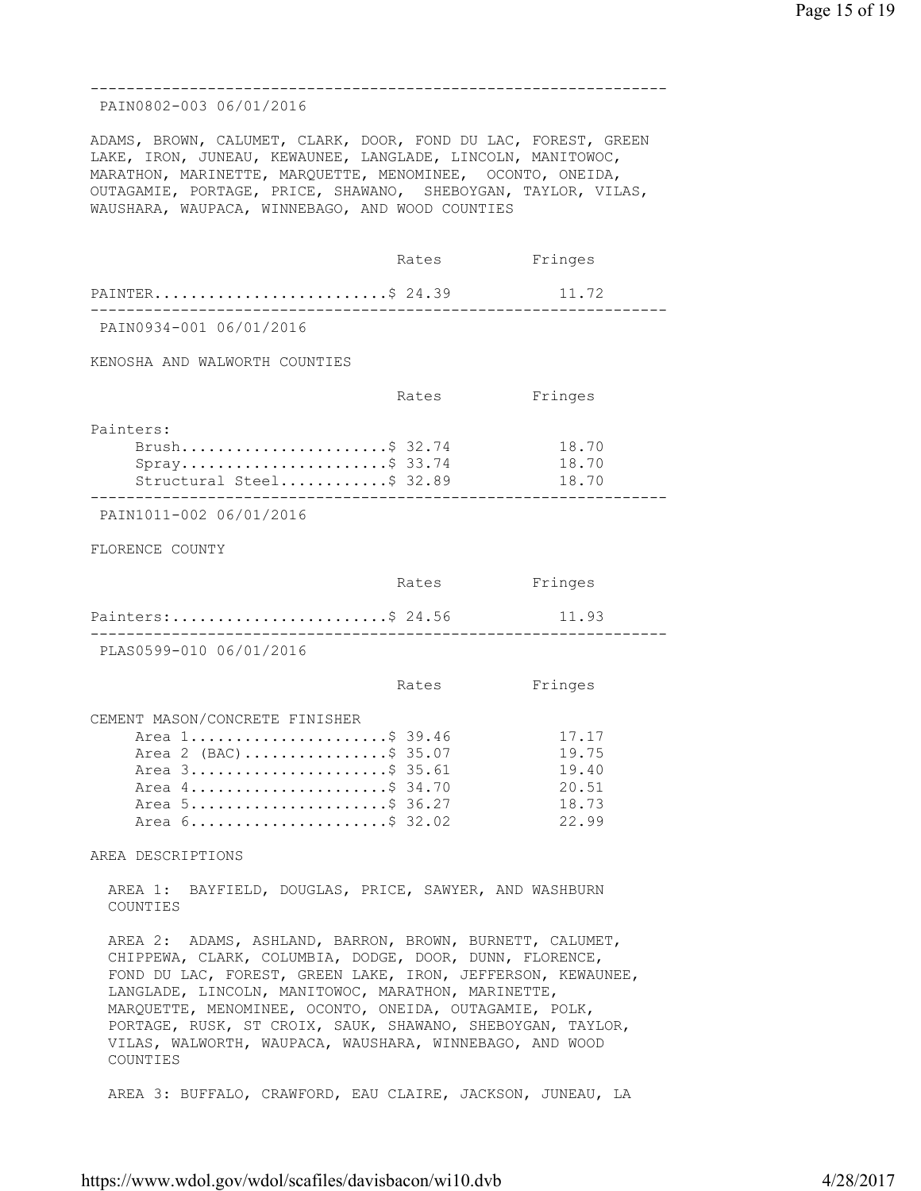---

PAIN0802-003 06/01/2016

ADAMS, BROWN, CALUMET, CLARK, DOOR, FOND DU LAC, FOREST, GREEN LAKE, IRON, JUNEAU, KEWAUNEE, LANGLADE, LINCOLN, MANITOWOC, MARATHON, MARINETTE, MARQUETTE, MENOMINEE, OCONTO, ONEIDA, OUTAGAMIE, PORTAGE, PRICE, SHAWANO, SHEBOYGAN, TAYLOR, VILAS, WAUSHARA, WAUPACA, WINNEBAGO, AND WOOD COUNTIES

| | Rates | Fringes |
|---|---|---|
| PAINTER | $ 24.39 | 11.72 |

---

PAIN0934-001 06/01/2016

KENOSHA AND WALWORTH COUNTIES

| | Rates | Fringes |
|---|---|---|
| Painters: | | |
| Brush | $ 32.74 | 18.70 |
| Spray | $ 33.74 | 18.70 |
| Structural Steel | $ 32.89 | 18.70 |

---

PAIN1011-002 06/01/2016

FLORENCE COUNTY

| | Rates | Fringes |
|---|---|---|
| Painters: | $ 24.56 | 11.93 |

---

PLAS0599-010 06/01/2016

| | Rates | Fringes |
|---|---|---|
| CEMENT MASON/CONCRETE FINISHER | | |
| Area 1 | $ 39.46 | 17.17 |
| Area 2 (BAC) | $ 35.07 | 19.75 |
| Area 3 | $ 35.61 | 19.40 |
| Area 4 | $ 34.70 | 20.51 |
| Area 5 | $ 36.27 | 18.73 |
| Area 6 | $ 32.02 | 22.99 |

AREA DESCRIPTIONS

AREA 1: BAYFIELD, DOUGLAS, PRICE, SAWYER, AND WASHBURN COUNTIES

AREA 2: ADAMS, ASHLAND, BARRON, BROWN, BURNETT, CALUMET, CHIPPEWA, CLARK, COLUMBIA, DODGE, DOOR, DUNN, FLORENCE, FOND DU LAC, FOREST, GREEN LAKE, IRON, JEFFERSON, KEWAUNEE, LANGLADE, LINCOLN, MANITOWOC, MARATHON, MARINETTE, MARQUETTE, MENOMINEE, OCONTO, ONEIDA, OUTAGAMIE, POLK, PORTAGE, RUSK, ST CROIX, SAUK, SHAWANO, SHEBOYGAN, TAYLOR, VILAS, WALWORTH, WAUPACA, WAUSHARA, WINNEBAGO, AND WOOD COUNTIES

AREA 3: BUFFALO, CRAWFORD, EAU CLAIRE, JACKSON, JUNEAU, LA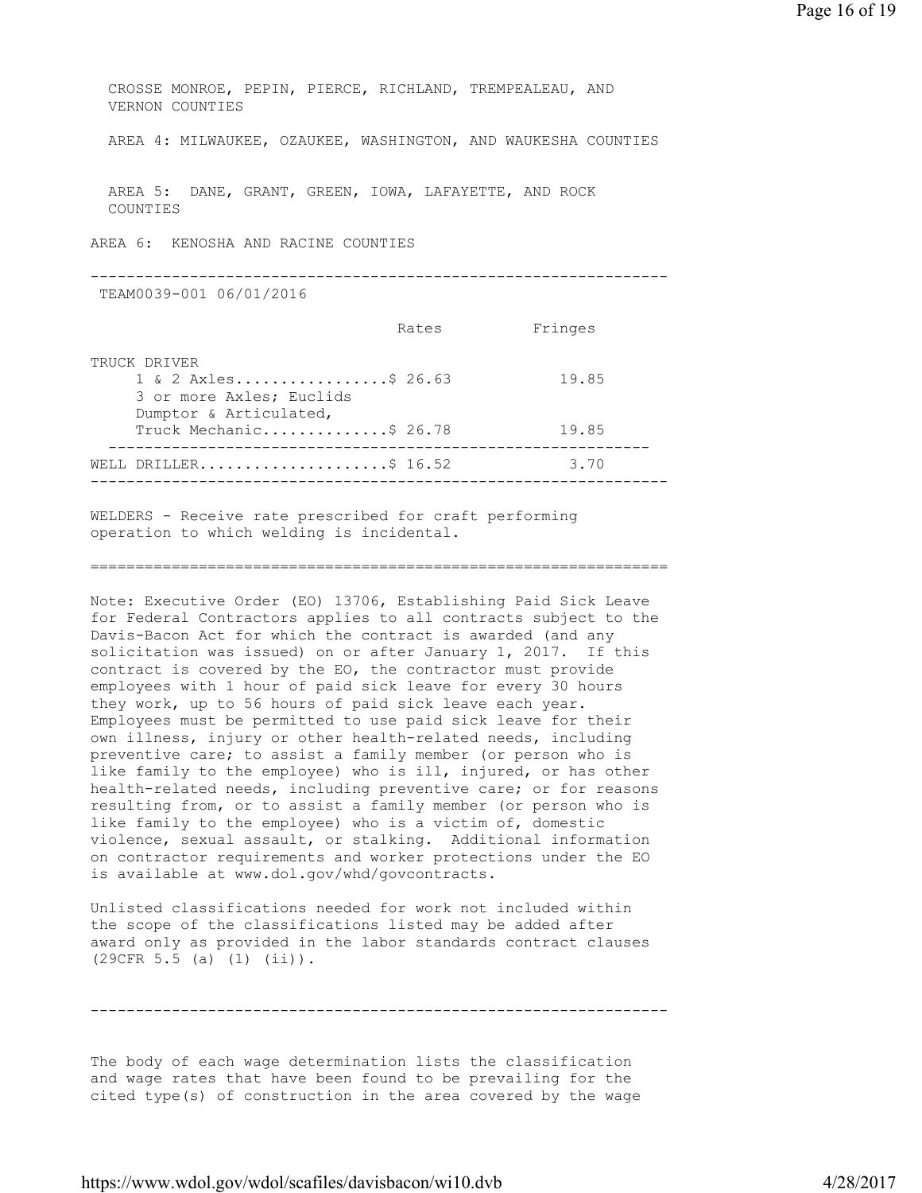CROSSE MONROE, PEPIN, PIERCE, RICHLAND, TREMPEALEAU, AND VERNON COUNTIES

AREA 4: MILWAUKEE, OZAUKEE, WASHINGTON, AND WAUKESHA COUNTIES

AREA 5: DANE, GRANT, GREEN, IOWA, LAFAYETTE, AND ROCK COUNTIES

AREA 6: KENOSHA AND RACINE COUNTIES

---

TEAM0039-001 06/01/2016

| | Rates | Fringes |
|---|---|---|
| TRUCK DRIVER | | |
| 1 & 2 Axles | $ 26.63 | 19.85 |
| 3 or more Axles; Euclids Dumptor & Articulated, Truck Mechanic | $ 26.78 | 19.85 |
| WELL DRILLER | $ 16.52 | 3.70 |

---

WELDERS - Receive rate prescribed for craft performing operation to which welding is incidental.

---

Note: Executive Order (EO) 13706, Establishing Paid Sick Leave for Federal Contractors applies to all contracts subject to the Davis-Bacon Act for which the contract is awarded (and any solicitation was issued) on or after January 1, 2017. If this contract is covered by the EO, the contractor must provide employees with 1 hour of paid sick leave for every 30 hours they work, up to 56 hours of paid sick leave each year. Employees must be permitted to use paid sick leave for their own illness, injury or other health-related needs, including preventive care; to assist a family member (or person who is like family to the employee) who is ill, injured, or has other health-related needs, including preventive care; or for reasons resulting from, or to assist a family member (or person who is like family to the employee) who is a victim of, domestic violence, sexual assault, or stalking. Additional information on contractor requirements and worker protections under the EO is available at www.dol.gov/whd/govcontracts.

Unlisted classifications needed for work not included within the scope of the classifications listed may be added after award only as provided in the labor standards contract clauses (29CFR 5.5 (a) (1) (ii)).

---

The body of each wage determination lists the classification and wage rates that have been found to be prevailing for the cited type(s) of construction in the area covered by the wage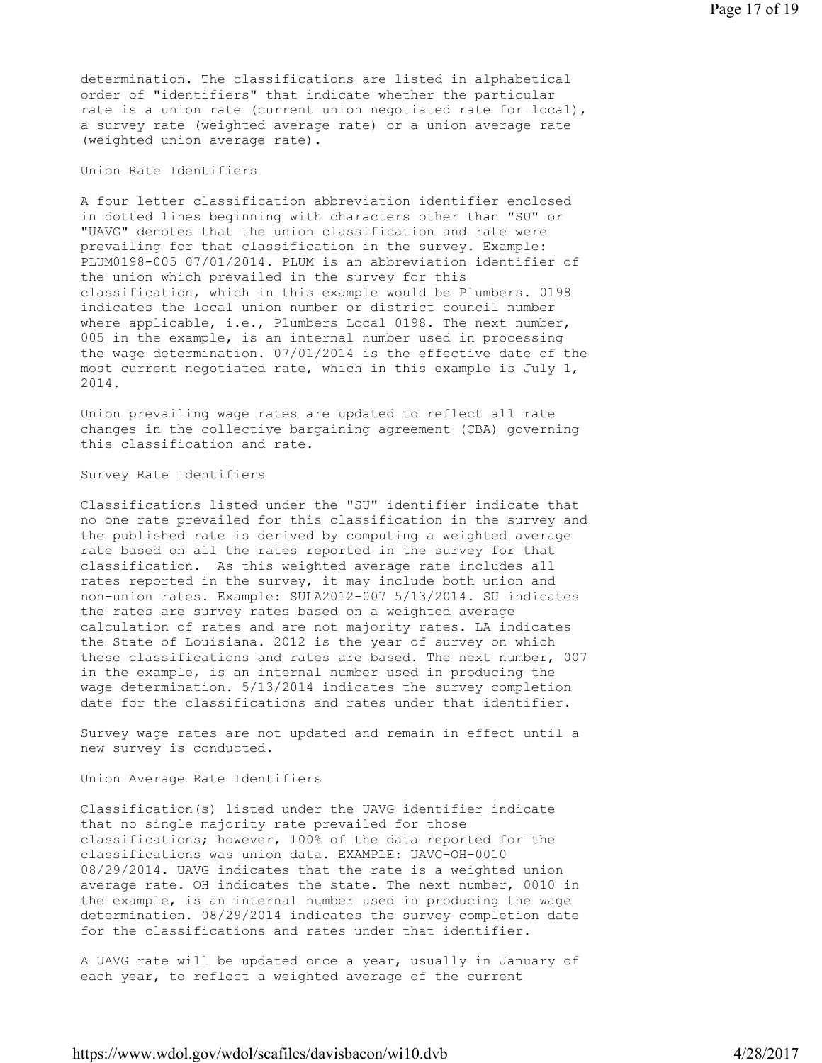determination. The classifications are listed in alphabetical order of "identifiers" that indicate whether the particular rate is a union rate (current union negotiated rate for local), a survey rate (weighted average rate) or a union average rate (weighted union average rate).

### Union Rate Identifiers

A four letter classification abbreviation identifier enclosed in dotted lines beginning with characters other than "SU" or "UAVG" denotes that the union classification and rate were prevailing for that classification in the survey. Example: PLUM0198-005 07/01/2014. PLUM is an abbreviation identifier of the union which prevailed in the survey for this classification, which in this example would be Plumbers. 0198 indicates the local union number or district council number where applicable, i.e., Plumbers Local 0198. The next number, 005 in the example, is an internal number used in processing the wage determination. 07/01/2014 is the effective date of the most current negotiated rate, which in this example is July 1, 2014.

Union prevailing wage rates are updated to reflect all rate changes in the collective bargaining agreement (CBA) governing this classification and rate.

### Survey Rate Identifiers

Classifications listed under the "SU" identifier indicate that no one rate prevailed for this classification in the survey and the published rate is derived by computing a weighted average rate based on all the rates reported in the survey for that classification. As this weighted average rate includes all rates reported in the survey, it may include both union and non-union rates. Example: SULA2012-007 5/13/2014. SU indicates the rates are survey rates based on a weighted average calculation of rates and are not majority rates. LA indicates the State of Louisiana. 2012 is the year of survey on which these classifications and rates are based. The next number, 007 in the example, is an internal number used in producing the wage determination. 5/13/2014 indicates the survey completion date for the classifications and rates under that identifier.

Survey wage rates are not updated and remain in effect until a new survey is conducted.

### Union Average Rate Identifiers

Classification(s) listed under the UAVG identifier indicate that no single majority rate prevailed for those classifications; however, 100% of the data reported for the classifications was union data. EXAMPLE: UAVG-OH-0010 08/29/2014. UAVG indicates that the rate is a weighted union average rate. OH indicates the state. The next number, 0010 in the example, is an internal number used in producing the wage determination. 08/29/2014 indicates the survey completion date for the classifications and rates under that identifier.

A UAVG rate will be updated once a year, usually in January of each year, to reflect a weighted average of the current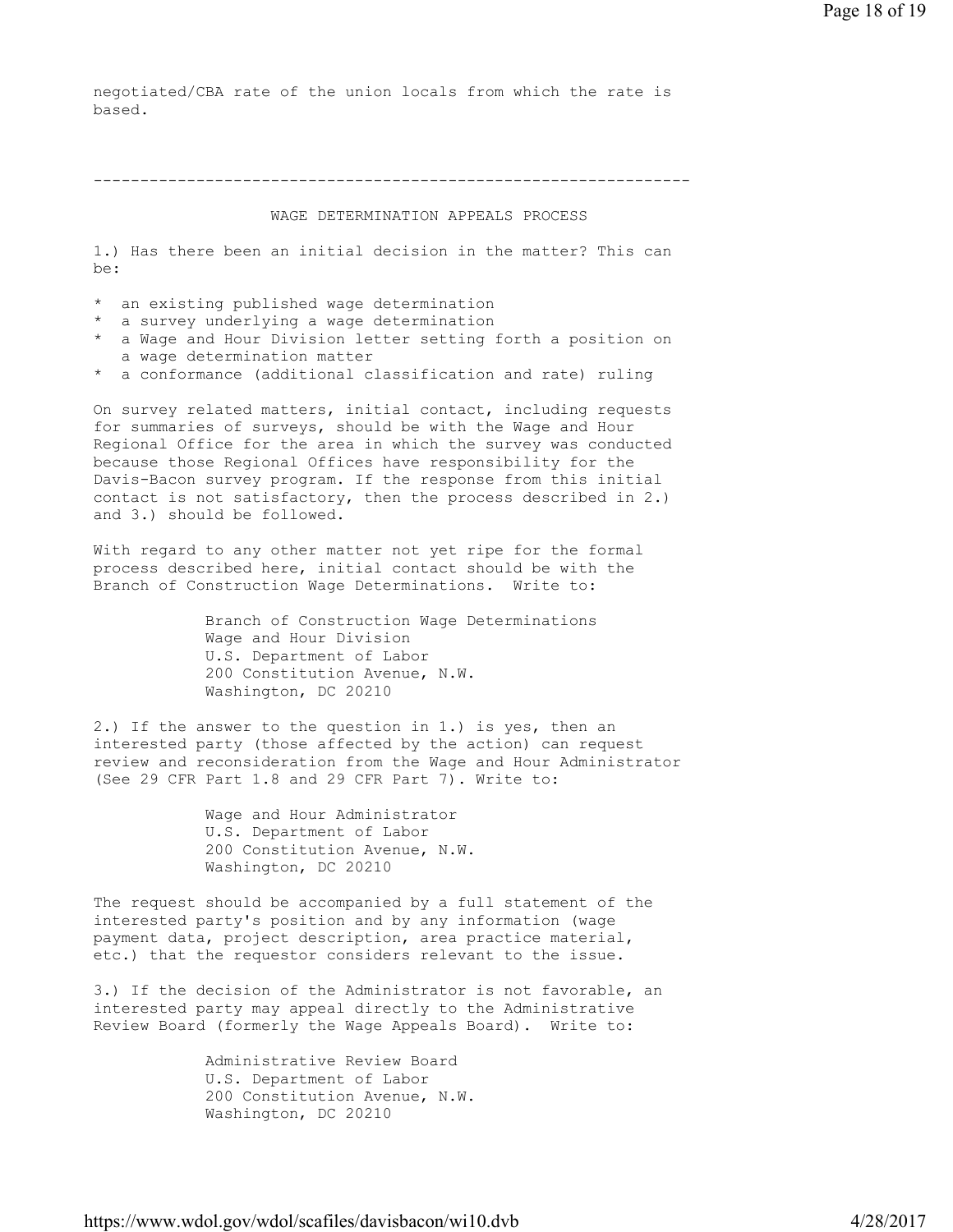negotiated/CBA rate of the union locals from which the rate is based.

---

## WAGE DETERMINATION APPEALS PROCESS

1.) Has there been an initial decision in the matter? This can be:

* an existing published wage determination
* a survey underlying a wage determination
* a Wage and Hour Division letter setting forth a position on a wage determination matter
* a conformance (additional classification and rate) ruling

On survey related matters, initial contact, including requests for summaries of surveys, should be with the Wage and Hour Regional Office for the area in which the survey was conducted because those Regional Offices have responsibility for the Davis-Bacon survey program. If the response from this initial contact is not satisfactory, then the process described in 2.) and 3.) should be followed.

With regard to any other matter not yet ripe for the formal process described here, initial contact should be with the Branch of Construction Wage Determinations. Write to:

Branch of Construction Wage Determinations
Wage and Hour Division
U.S. Department of Labor
200 Constitution Avenue, N.W.
Washington, DC 20210

2.) If the answer to the question in 1.) is yes, then an interested party (those affected by the action) can request review and reconsideration from the Wage and Hour Administrator (See 29 CFR Part 1.8 and 29 CFR Part 7). Write to:

Wage and Hour Administrator
U.S. Department of Labor
200 Constitution Avenue, N.W.
Washington, DC 20210

The request should be accompanied by a full statement of the interested party's position and by any information (wage payment data, project description, area practice material, etc.) that the requestor considers relevant to the issue.

3.) If the decision of the Administrator is not favorable, an interested party may appeal directly to the Administrative Review Board (formerly the Wage Appeals Board). Write to:

Administrative Review Board
U.S. Department of Labor
200 Constitution Avenue, N.W.
Washington, DC 20210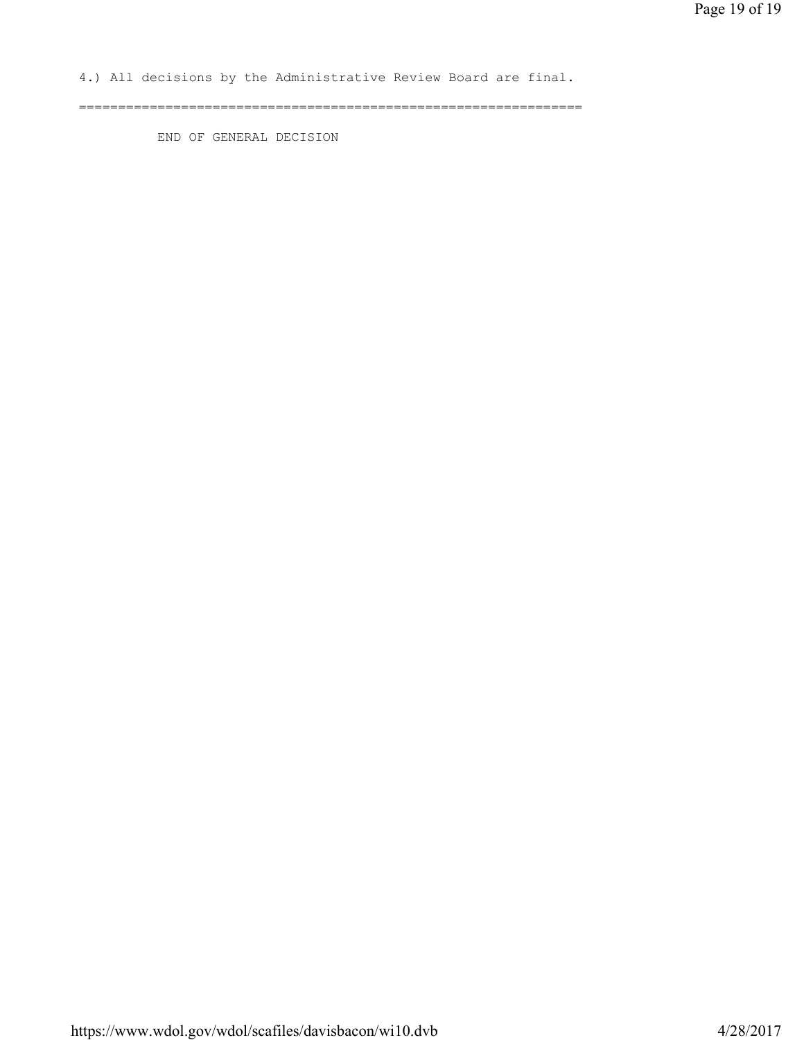4.) All decisions by the Administrative Review Board are final.

================================================================

END OF GENERAL DECISION